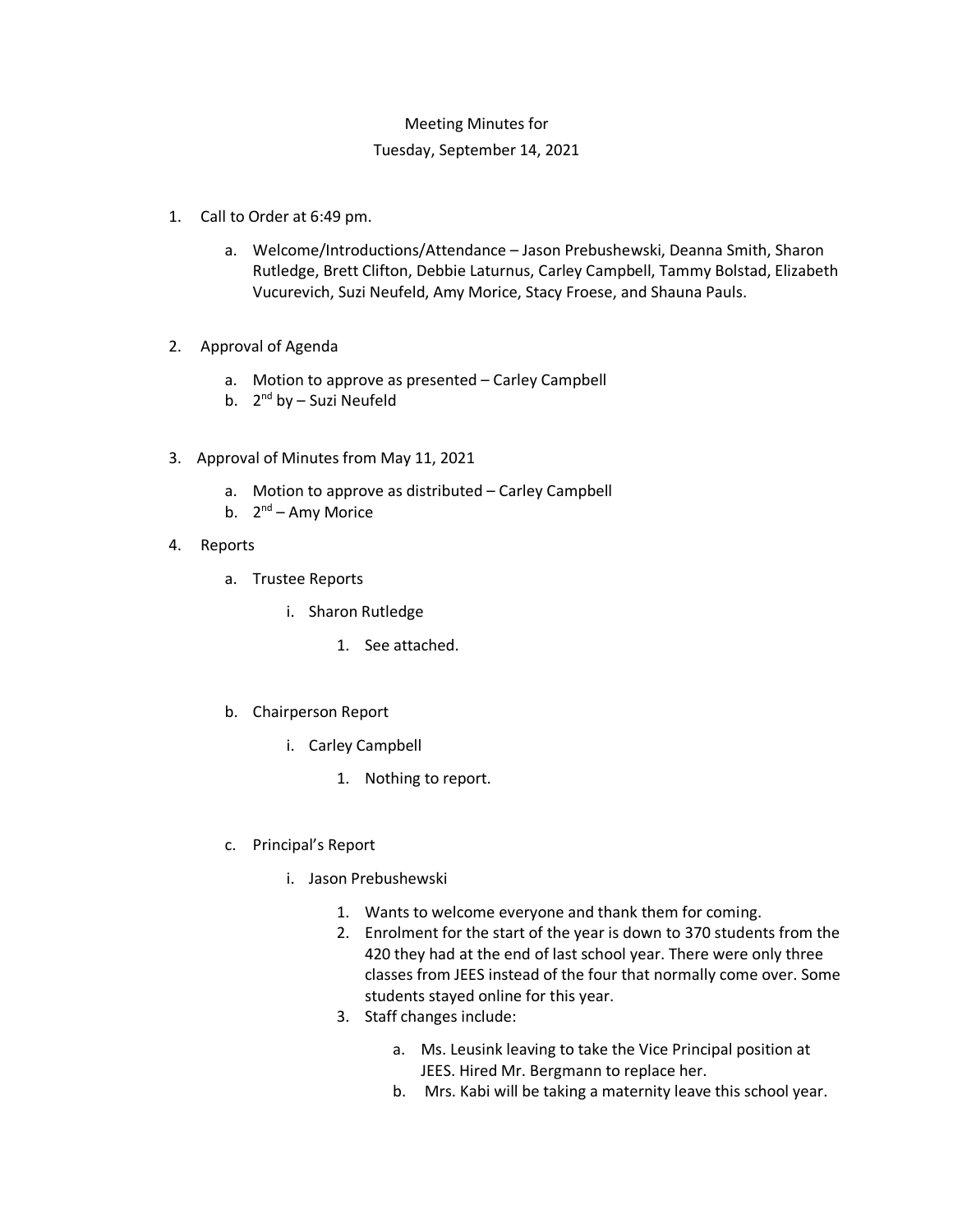Meeting Minutes for

Tuesday, September 14, 2021

1. Call to Order at 6:49 pm.

    a. Welcome/Introductions/Attendance – Jason Prebushewski, Deanna Smith, Sharon Rutledge, Brett Clifton, Debbie Laturnus, Carley Campbell, Tammy Bolstad, Elizabeth Vucurevich, Suzi Neufeld, Amy Morice, Stacy Froese, and Shauna Pauls.

2. Approval of Agenda

    a. Motion to approve as presented – Carley Campbell
    b. 2nd by – Suzi Neufeld

3. Approval of Minutes from May 11, 2021

    a. Motion to approve as distributed – Carley Campbell
    b. 2nd – Amy Morice

4. Reports

    a. Trustee Reports

        i. Sharon Rutledge

            1. See attached.

    b. Chairperson Report

        i. Carley Campbell

            1. Nothing to report.

    c. Principal's Report

        i. Jason Prebushewski

            1. Wants to welcome everyone and thank them for coming.
            2. Enrolment for the start of the year is down to 370 students from the 420 they had at the end of last school year. There were only three classes from JEES instead of the four that normally come over. Some students stayed online for this year.
            3. Staff changes include:

                a. Ms. Leusink leaving to take the Vice Principal position at JEES. Hired Mr. Bergmann to replace her.
                b. Mrs. Kabi will be taking a maternity leave this school year.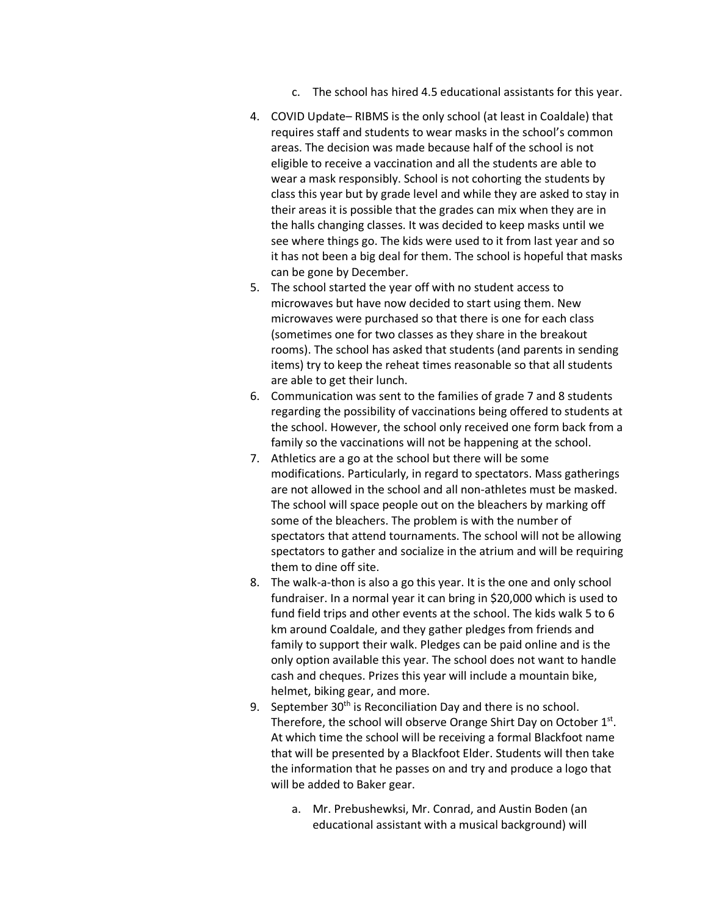c. The school has hired 4.5 educational assistants for this year.

4. COVID Update– RIBMS is the only school (at least in Coaldale) that requires staff and students to wear masks in the school's common areas. The decision was made because half of the school is not eligible to receive a vaccination and all the students are able to wear a mask responsibly. School is not cohorting the students by class this year but by grade level and while they are asked to stay in their areas it is possible that the grades can mix when they are in the halls changing classes. It was decided to keep masks until we see where things go. The kids were used to it from last year and so it has not been a big deal for them. The school is hopeful that masks can be gone by December.
5. The school started the year off with no student access to microwaves but have now decided to start using them. New microwaves were purchased so that there is one for each class (sometimes one for two classes as they share in the breakout rooms). The school has asked that students (and parents in sending items) try to keep the reheat times reasonable so that all students are able to get their lunch.
6. Communication was sent to the families of grade 7 and 8 students regarding the possibility of vaccinations being offered to students at the school. However, the school only received one form back from a family so the vaccinations will not be happening at the school.
7. Athletics are a go at the school but there will be some modifications. Particularly, in regard to spectators. Mass gatherings are not allowed in the school and all non-athletes must be masked. The school will space people out on the bleachers by marking off some of the bleachers. The problem is with the number of spectators that attend tournaments. The school will not be allowing spectators to gather and socialize in the atrium and will be requiring them to dine off site.
8. The walk-a-thon is also a go this year. It is the one and only school fundraiser. In a normal year it can bring in $20,000 which is used to fund field trips and other events at the school. The kids walk 5 to 6 km around Coaldale, and they gather pledges from friends and family to support their walk. Pledges can be paid online and is the only option available this year. The school does not want to handle cash and cheques. Prizes this year will include a mountain bike, helmet, biking gear, and more.
9. September 30th is Reconciliation Day and there is no school. Therefore, the school will observe Orange Shirt Day on October 1st. At which time the school will be receiving a formal Blackfoot name that will be presented by a Blackfoot Elder. Students will then take the information that he passes on and try and produce a logo that will be added to Baker gear.
   a. Mr. Prebushewksi, Mr. Conrad, and Austin Boden (an educational assistant with a musical background) will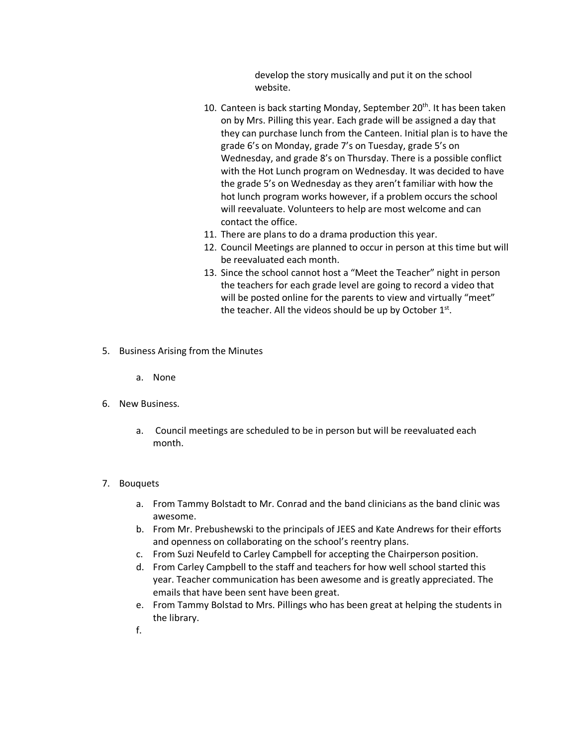develop the story musically and put it on the school website.

10. Canteen is back starting Monday, September 20th. It has been taken on by Mrs. Pilling this year. Each grade will be assigned a day that they can purchase lunch from the Canteen. Initial plan is to have the grade 6's on Monday, grade 7's on Tuesday, grade 5's on Wednesday, and grade 8's on Thursday. There is a possible conflict with the Hot Lunch program on Wednesday. It was decided to have the grade 5's on Wednesday as they aren't familiar with how the hot lunch program works however, if a problem occurs the school will reevaluate. Volunteers to help are most welcome and can contact the office.
11. There are plans to do a drama production this year.
12. Council Meetings are planned to occur in person at this time but will be reevaluated each month.
13. Since the school cannot host a "Meet the Teacher" night in person the teachers for each grade level are going to record a video that will be posted online for the parents to view and virtually "meet" the teacher. All the videos should be up by October 1st.

5. Business Arising from the Minutes

   a. None

6. New Business.

   a. Council meetings are scheduled to be in person but will be reevaluated each month.

7. Bouquets

   a. From Tammy Bolstadt to Mr. Conrad and the band clinicians as the band clinic was awesome.
   b. From Mr. Prebushewski to the principals of JEES and Kate Andrews for their efforts and openness on collaborating on the school's reentry plans.
   c. From Suzi Neufeld to Carley Campbell for accepting the Chairperson position.
   d. From Carley Campbell to the staff and teachers for how well school started this year. Teacher communication has been awesome and is greatly appreciated. The emails that have been sent have been great.
   e. From Tammy Bolstad to Mrs. Pillings who has been great at helping the students in the library.
   f.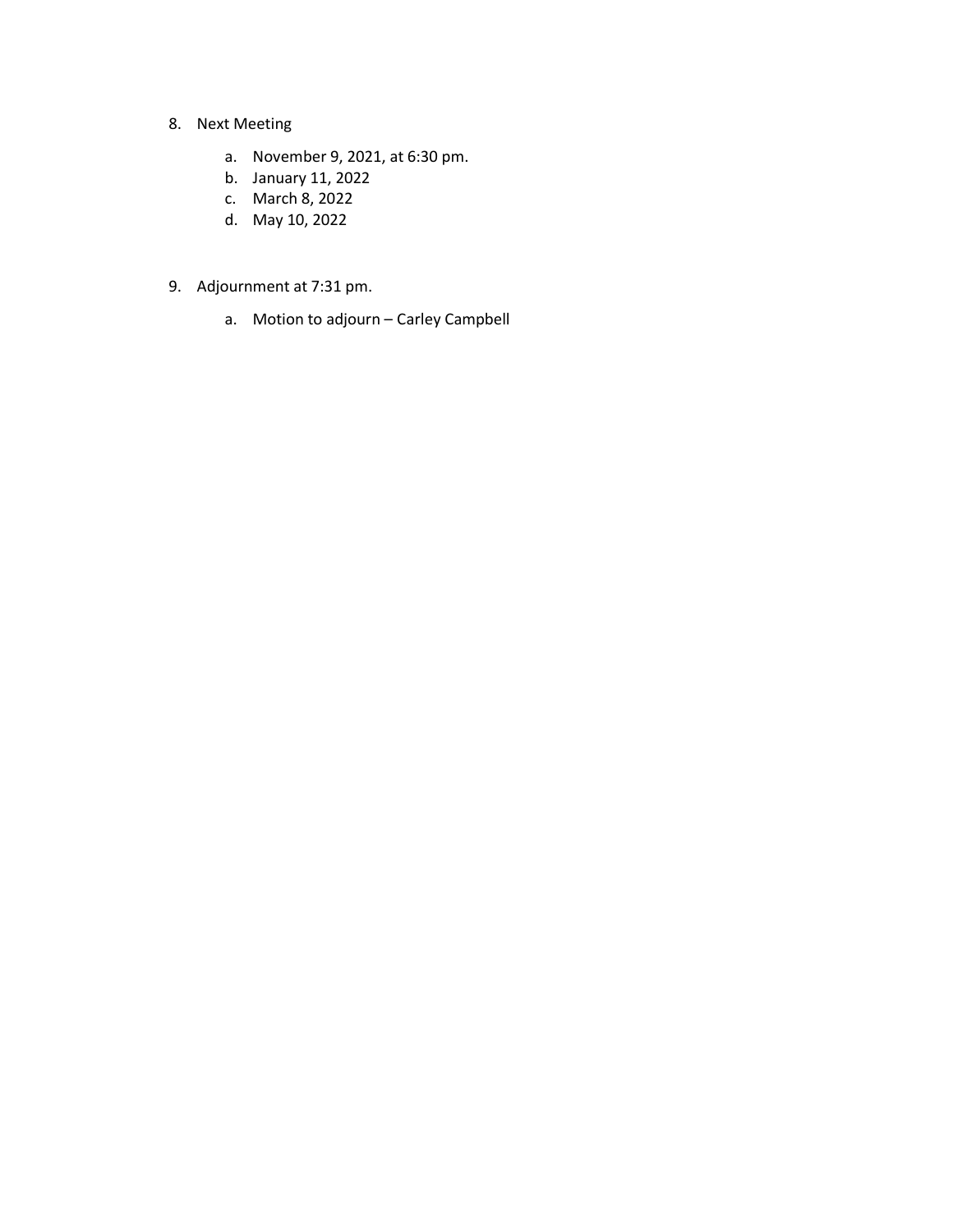8. Next Meeting

    a. November 9, 2021, at 6:30 pm.
    b. January 11, 2022
    c. March 8, 2022
    d. May 10, 2022

9. Adjournment at 7:31 pm.

    a. Motion to adjourn – Carley Campbell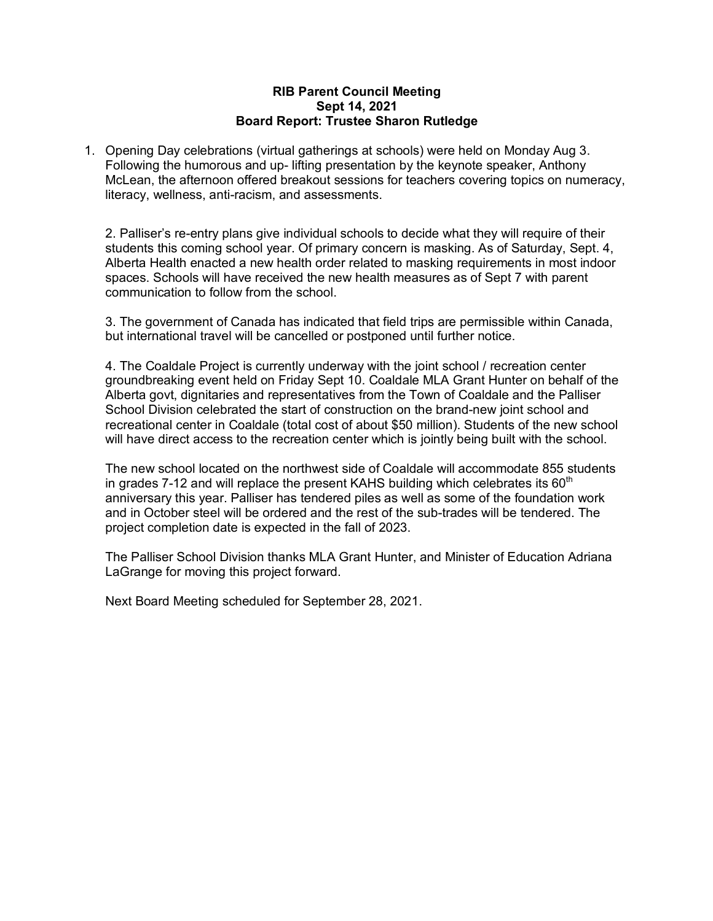**RIB Parent Council Meeting**
**Sept 14, 2021**
**Board Report: Trustee Sharon Rutledge**

1. Opening Day celebrations (virtual gatherings at schools) were held on Monday Aug 3. Following the humorous and up- lifting presentation by the keynote speaker, Anthony McLean, the afternoon offered breakout sessions for teachers covering topics on numeracy, literacy, wellness, anti-racism, and assessments.

2. Palliser's re-entry plans give individual schools to decide what they will require of their students this coming school year. Of primary concern is masking. As of Saturday, Sept. 4, Alberta Health enacted a new health order related to masking requirements in most indoor spaces. Schools will have received the new health measures as of Sept 7 with parent communication to follow from the school.

3. The government of Canada has indicated that field trips are permissible within Canada, but international travel will be cancelled or postponed until further notice.

4. The Coaldale Project is currently underway with the joint school / recreation center groundbreaking event held on Friday Sept 10. Coaldale MLA Grant Hunter on behalf of the Alberta govt, dignitaries and representatives from the Town of Coaldale and the Palliser School Division celebrated the start of construction on the brand-new joint school and recreational center in Coaldale (total cost of about $50 million). Students of the new school will have direct access to the recreation center which is jointly being built with the school.

The new school located on the northwest side of Coaldale will accommodate 855 students in grades 7-12 and will replace the present KAHS building which celebrates its 60th anniversary this year. Palliser has tendered piles as well as some of the foundation work and in October steel will be ordered and the rest of the sub-trades will be tendered. The project completion date is expected in the fall of 2023.

The Palliser School Division thanks MLA Grant Hunter, and Minister of Education Adriana LaGrange for moving this project forward.

Next Board Meeting scheduled for September 28, 2021.